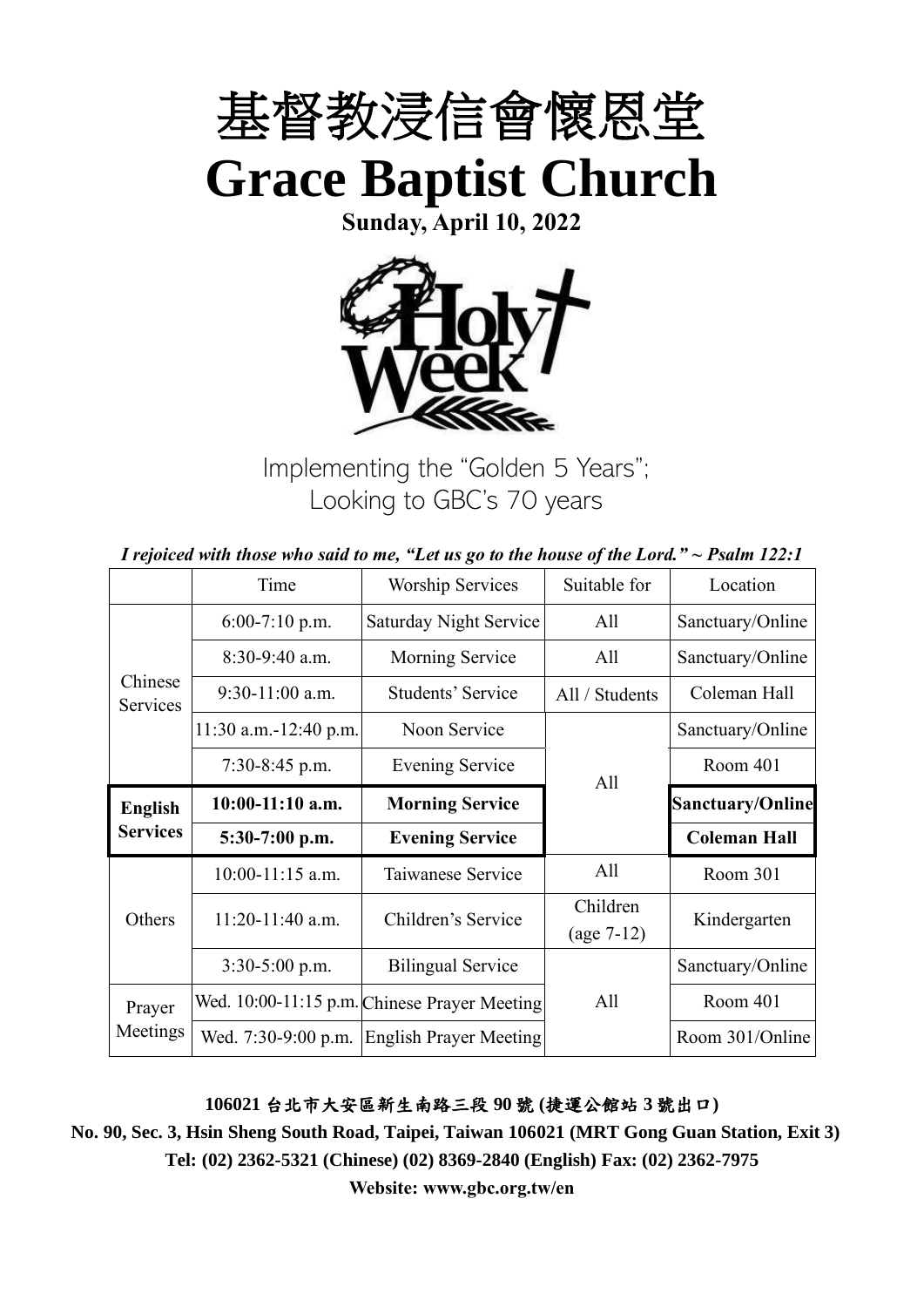# 基督教浸信會懷恩堂

# Grace Baptist Church

**Sunday, April 10, 2022**

Implementing the "Golden 5 Years";
Looking to GBC's 70 years

***I rejoiced with those who said to me, "Let us go to the house of the Lord." ~ Psalm 122:1***

| | Time | Worship Services | Suitable for | Location |
|---|---|---|---|---|
| Chinese Services | 6:00-7:10 p.m. | Saturday Night Service | All | Sanctuary/Online |
| | 8:30-9:40 a.m. | Morning Service | All | Sanctuary/Online |
| | 9:30-11:00 a.m. | Students' Service | All / Students | Coleman Hall |
| | 11:30 a.m.-12:40 p.m. | Noon Service | All | Sanctuary/Online |
| | 7:30-8:45 p.m. | Evening Service | | Room 401 |
| **English Services** | **10:00-11:10 a.m.** | **Morning Service** | | **Sanctuary/Online** |
| | **5:30-7:00 p.m.** | **Evening Service** | | **Coleman Hall** |
| Others | 10:00-11:15 a.m. | Taiwanese Service | All | Room 301 |
| | 11:20-11:40 a.m. | Children's Service | Children (age 7-12) | Kindergarten |
| | 3:30-5:00 p.m. | Bilingual Service | All | Sanctuary/Online |
| Prayer Meetings | Wed. 10:00-11:15 p.m. | Chinese Prayer Meeting | | Room 401 |
| | Wed. 7:30-9:00 p.m. | English Prayer Meeting | | Room 301/Online |

**106021 台北市大安區新生南路三段 90 號 (捷運公館站 3 號出口)**

**No. 90, Sec. 3, Hsin Sheng South Road, Taipei, Taiwan 106021 (MRT Gong Guan Station, Exit 3)**

**Tel: (02) 2362-5321 (Chinese) (02) 8369-2840 (English) Fax: (02) 2362-7975**

**Website: www.gbc.org.tw/en**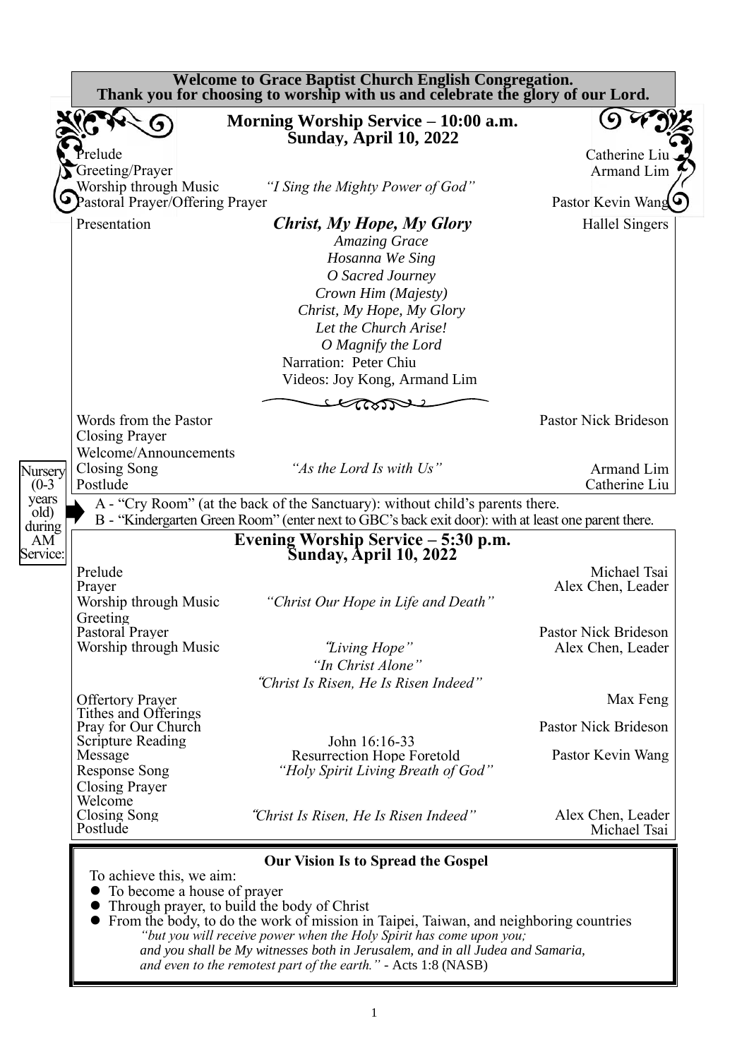**Welcome to Grace Baptist Church English Congregation.**
**Thank you for choosing to worship with us and celebrate the glory of our Lord.**

## Morning Worship Service – 10:00 a.m.
## Sunday, April 10, 2022

| | | |
|---|---|---|
| Prelude | | Catherine Liu |
| Greeting/Prayer | | Armand Lim |
| Worship through Music | *"I Sing the Mighty Power of God"* | |
| Pastoral Prayer/Offering Prayer | | Pastor Kevin Wang |
| Presentation | ***Christ, My Hope, My Glory*** | Hallel Singers |
| | *Amazing Grace* | |
| | *Hosanna We Sing* | |
| | *O Sacred Journey* | |
| | *Crown Him (Majesty)* | |
| | *Christ, My Hope, My Glory* | |
| | *Let the Church Arise!* | |
| | *O Magnify the Lord* | |
| | Narration: Peter Chiu | |
| | Videos: Joy Kong, Armand Lim | |
| Words from the Pastor | | Pastor Nick Brideson |
| Closing Prayer | | |
| Welcome/Announcements | | |
| Closing Song | *"As the Lord Is with Us"* | Armand Lim |
| Postlude | | Catherine Liu |

Nursery (0-3 years old) during AM Service:

A - "Cry Room" (at the back of the Sanctuary): without child's parents there.
B - "Kindergarten Green Room" (enter next to GBC's back exit door): with at least one parent there.

## Evening Worship Service – 5:30 p.m.
## Sunday, April 10, 2022

| | | |
|---|---|---|
| Prelude | | Michael Tsai |
| Prayer | | Alex Chen, Leader |
| Worship through Music | *"Christ Our Hope in Life and Death"* | |
| Greeting | | |
| Pastoral Prayer | | Pastor Nick Brideson |
| Worship through Music | *"Living Hope"* | Alex Chen, Leader |
| | *"In Christ Alone"* | |
| | *"Christ Is Risen, He Is Risen Indeed"* | |
| Offertory Prayer | | Max Feng |
| Tithes and Offerings | | |
| Pray for Our Church | | Pastor Nick Brideson |
| Scripture Reading | John 16:16-33 | |
| Message | Resurrection Hope Foretold | Pastor Kevin Wang |
| Response Song | *"Holy Spirit Living Breath of God"* | |
| Closing Prayer | | |
| Welcome | | |
| Closing Song | *"Christ Is Risen, He Is Risen Indeed"* | Alex Chen, Leader |
| Postlude | | Michael Tsai |

### Our Vision Is to Spread the Gospel

To achieve this, we aim:

- To become a house of prayer
- Through prayer, to build the body of Christ
- From the body, to do the work of mission in Taipei, Taiwan, and neighboring countries

*"but you will receive power when the Holy Spirit has come upon you;*
*and you shall be My witnesses both in Jerusalem, and in all Judea and Samaria,*
*and even to the remotest part of the earth."* - Acts 1:8 (NASB)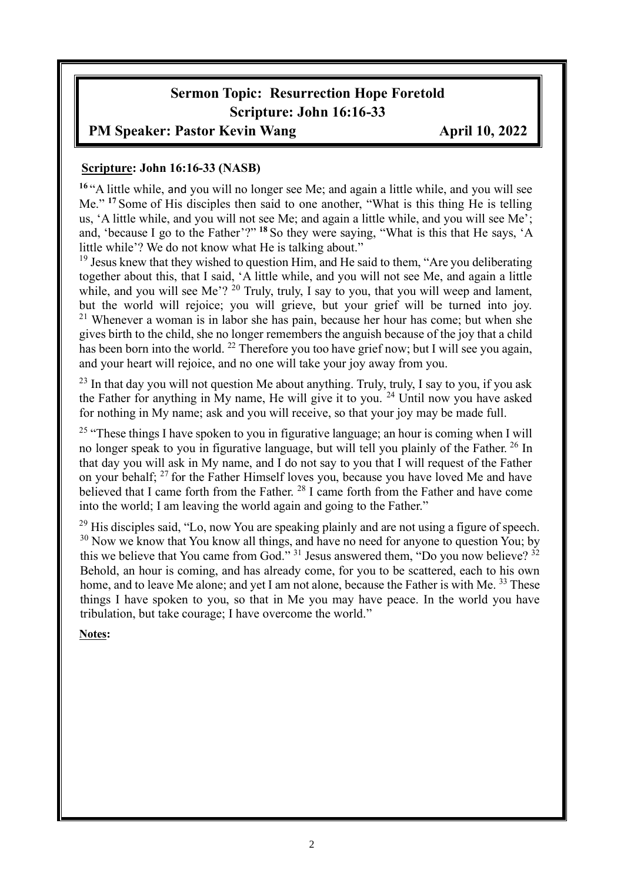**Sermon Topic: Resurrection Hope Foretold**
**Scripture: John 16:16-33**
**PM Speaker: Pastor Kevin Wang** **April 10, 2022**

**Scripture: John 16:16-33 (NASB)**

**16** "A little while, and you will no longer see Me; and again a little while, and you will see Me." **17** Some of His disciples then said to one another, "What is this thing He is telling us, 'A little while, and you will not see Me; and again a little while, and you will see Me'; and, 'because I go to the Father'?" **18** So they were saying, "What is this that He says, 'A little while'? We do not know what He is talking about."

19 Jesus knew that they wished to question Him, and He said to them, "Are you deliberating together about this, that I said, 'A little while, and you will not see Me, and again a little while, and you will see Me'? 20 Truly, truly, I say to you, that you will weep and lament, but the world will rejoice; you will grieve, but your grief will be turned into joy. 21 Whenever a woman is in labor she has pain, because her hour has come; but when she gives birth to the child, she no longer remembers the anguish because of the joy that a child has been born into the world. 22 Therefore you too have grief now; but I will see you again, and your heart will rejoice, and no one will take your joy away from you.

23 In that day you will not question Me about anything. Truly, truly, I say to you, if you ask the Father for anything in My name, He will give it to you. 24 Until now you have asked for nothing in My name; ask and you will receive, so that your joy may be made full.

25 "These things I have spoken to you in figurative language; an hour is coming when I will no longer speak to you in figurative language, but will tell you plainly of the Father. 26 In that day you will ask in My name, and I do not say to you that I will request of the Father on your behalf; 27 for the Father Himself loves you, because you have loved Me and have believed that I came forth from the Father. 28 I came forth from the Father and have come into the world; I am leaving the world again and going to the Father."

29 His disciples said, "Lo, now You are speaking plainly and are not using a figure of speech. 30 Now we know that You know all things, and have no need for anyone to question You; by this we believe that You came from God." 31 Jesus answered them, "Do you now believe? 32 Behold, an hour is coming, and has already come, for you to be scattered, each to his own home, and to leave Me alone; and yet I am not alone, because the Father is with Me. 33 These things I have spoken to you, so that in Me you may have peace. In the world you have tribulation, but take courage; I have overcome the world."

**Notes:**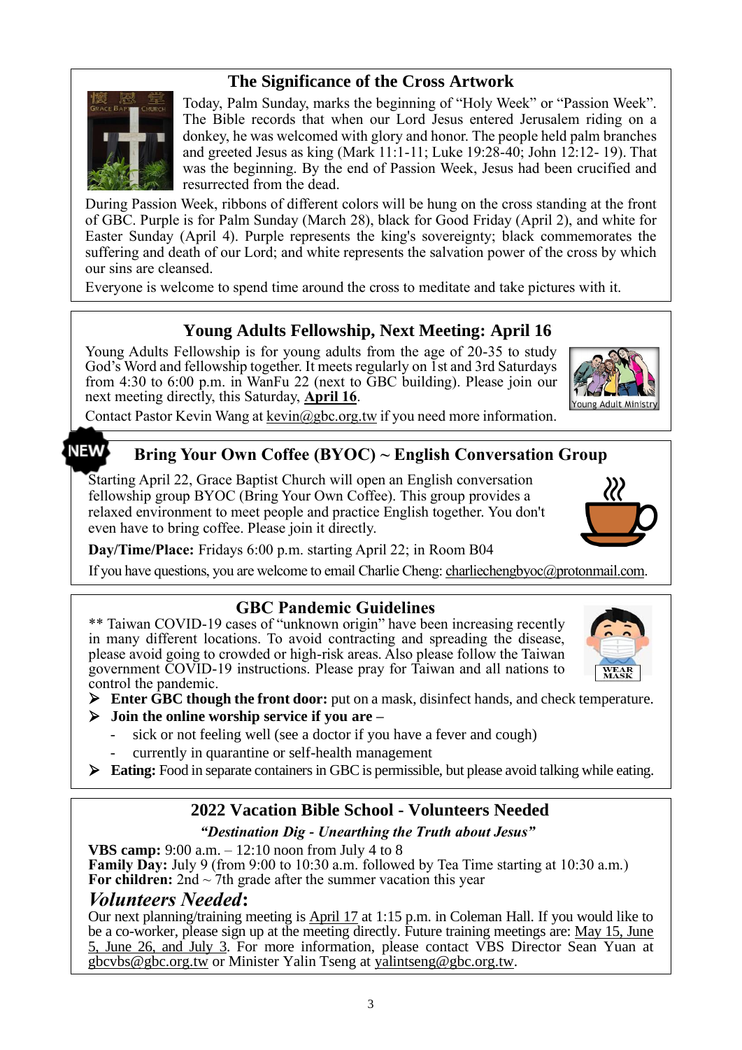## The Significance of the Cross Artwork

Today, Palm Sunday, marks the beginning of "Holy Week" or "Passion Week". The Bible records that when our Lord Jesus entered Jerusalem riding on a donkey, he was welcomed with glory and honor. The people held palm branches and greeted Jesus as king (Mark 11:1-11; Luke 19:28-40; John 12:12- 19). That was the beginning. By the end of Passion Week, Jesus had been crucified and resurrected from the dead.

During Passion Week, ribbons of different colors will be hung on the cross standing at the front of GBC. Purple is for Palm Sunday (March 28), black for Good Friday (April 2), and white for Easter Sunday (April 4). Purple represents the king's sovereignty; black commemorates the suffering and death of our Lord; and white represents the salvation power of the cross by which our sins are cleansed.

Everyone is welcome to spend time around the cross to meditate and take pictures with it.

## Young Adults Fellowship, Next Meeting: April 16

Young Adults Fellowship is for young adults from the age of 20-35 to study God's Word and fellowship together. It meets regularly on 1st and 3rd Saturdays from 4:30 to 6:00 p.m. in WanFu 22 (next to GBC building). Please join our next meeting directly, this Saturday, **April 16**.

Contact Pastor Kevin Wang at kevin@gbc.org.tw if you need more information.

## Bring Your Own Coffee (BYOC) ~ English Conversation Group

Starting April 22, Grace Baptist Church will open an English conversation fellowship group BYOC (Bring Your Own Coffee). This group provides a relaxed environment to meet people and practice English together. You don't even have to bring coffee. Please join it directly.

**Day/Time/Place:** Fridays 6:00 p.m. starting April 22; in Room B04

If you have questions, you are welcome to email Charlie Cheng: charliechengbyoc@protonmail.com.

## GBC Pandemic Guidelines

** Taiwan COVID-19 cases of "unknown origin" have been increasing recently in many different locations. To avoid contracting and spreading the disease, please avoid going to crowded or high-risk areas. Also please follow the Taiwan government COVID-19 instructions. Please pray for Taiwan and all nations to control the pandemic.

- **Enter GBC though the front door:** put on a mask, disinfect hands, and check temperature.
- **Join the online worship service if you are –**
  - sick or not feeling well (see a doctor if you have a fever and cough)
  - currently in quarantine or self-health management
- **Eating:** Food in separate containers in GBC is permissible, but please avoid talking while eating.

## 2022 Vacation Bible School - Volunteers Needed

***"Destination Dig - Unearthing the Truth about Jesus"***

**VBS camp:** 9:00 a.m. – 12:10 noon from July 4 to 8
**Family Day:** July 9 (from 9:00 to 10:30 a.m. followed by Tea Time starting at 10:30 a.m.)
**For children:** 2nd ~ 7th grade after the summer vacation this year

### *Volunteers Needed*:

Our next planning/training meeting is April 17 at 1:15 p.m. in Coleman Hall. If you would like to be a co-worker, please sign up at the meeting directly. Future training meetings are: May 15, June 5, June 26, and July 3. For more information, please contact VBS Director Sean Yuan at gbcvbs@gbc.org.tw or Minister Yalin Tseng at yalintseng@gbc.org.tw.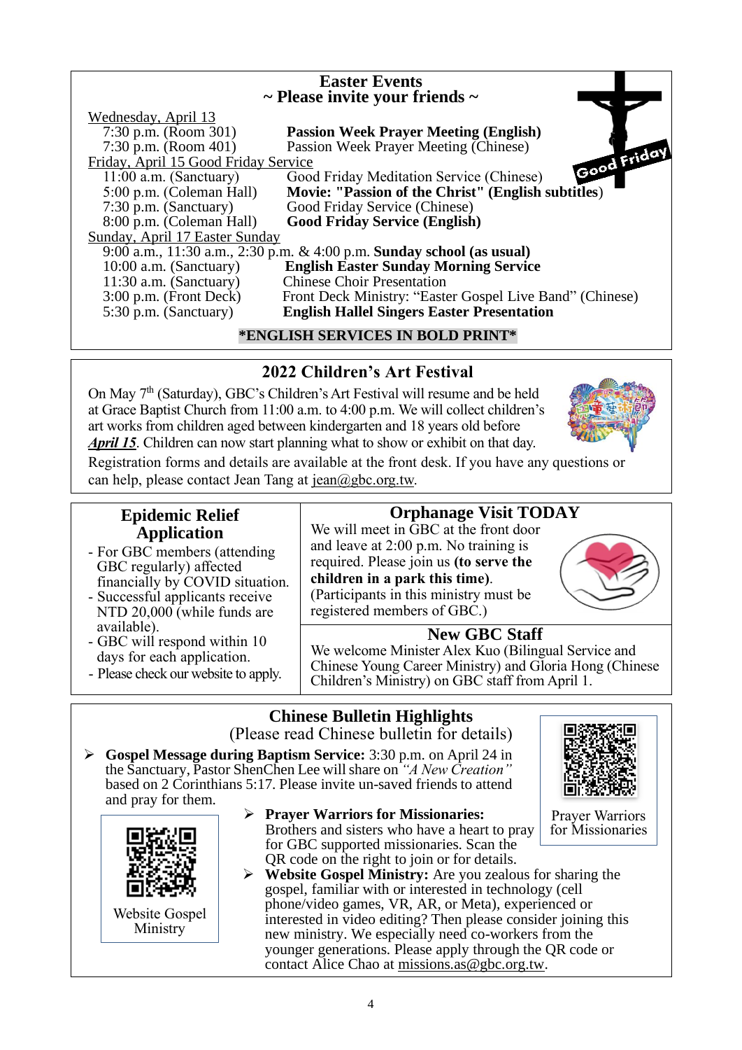## Easter Events
### ~ Please invite your friends ~

Wednesday, April 13

| | |
|---|---|
| 7:30 p.m. (Room 301) | **Passion Week Prayer Meeting (English)** |
| 7:30 p.m. (Room 401) | Passion Week Prayer Meeting (Chinese) |

Friday, April 15 Good Friday Service

| | |
|---|---|
| 11:00 a.m. (Sanctuary) | Good Friday Meditation Service (Chinese) |
| 5:00 p.m. (Coleman Hall) | **Movie: "Passion of the Christ" (English subtitles)** |
| 7:30 p.m. (Sanctuary) | Good Friday Service (Chinese) |
| 8:00 p.m. (Coleman Hall) | **Good Friday Service (English)** |

Sunday, April 17 Easter Sunday

9:00 a.m., 11:30 a.m., 2:30 p.m. & 4:00 p.m. **Sunday school (as usual)**

| | |
|---|---|
| 10:00 a.m. (Sanctuary) | **English Easter Sunday Morning Service** |
| 11:30 a.m. (Sanctuary) | Chinese Choir Presentation |
| 3:00 p.m. (Front Deck) | Front Deck Ministry: "Easter Gospel Live Band" (Chinese) |
| 5:30 p.m. (Sanctuary) | **English Hallel Singers Easter Presentation** |

***ENGLISH SERVICES IN BOLD PRINT***

## 2022 Children's Art Festival

On May 7th (Saturday), GBC's Children's Art Festival will resume and be held at Grace Baptist Church from 11:00 a.m. to 4:00 p.m. We will collect children's art works from children aged between kindergarten and 18 years old before ***April 15***. Children can now start planning what to show or exhibit on that day.

Registration forms and details are available at the front desk. If you have any questions or can help, please contact Jean Tang at jean@gbc.org.tw.

## Epidemic Relief Application

- For GBC members (attending GBC regularly) affected financially by COVID situation.
- Successful applicants receive NTD 20,000 (while funds are available).
- GBC will respond within 10 days for each application.
- Please check our website to apply.

## Orphanage Visit TODAY

We will meet in GBC at the front door and leave at 2:00 p.m. No training is required. Please join us **(to serve the children in a park this time)**. (Participants in this ministry must be registered members of GBC.)

## New GBC Staff

We welcome Minister Alex Kuo (Bilingual Service and Chinese Young Career Ministry) and Gloria Hong (Chinese Children's Ministry) on GBC staff from April 1.

## Chinese Bulletin Highlights
(Please read Chinese bulletin for details)

- **Gospel Message during Baptism Service:** 3:30 p.m. on April 24 in the Sanctuary, Pastor ShenChen Lee will share on *"A New Creation"* based on 2 Corinthians 5:17. Please invite un-saved friends to attend and pray for them.
- **Prayer Warriors for Missionaries:** Brothers and sisters who have a heart to pray for GBC supported missionaries. Scan the QR code on the right to join or for details.
- **Website Gospel Ministry:** Are you zealous for sharing the gospel, familiar with or interested in technology (cell phone/video games, VR, AR, or Meta), experienced or interested in video editing? Then please consider joining this new ministry. We especially need co-workers from the younger generations. Please apply through the QR code or contact Alice Chao at missions.as@gbc.org.tw.

Prayer Warriors for Missionaries

Website Gospel Ministry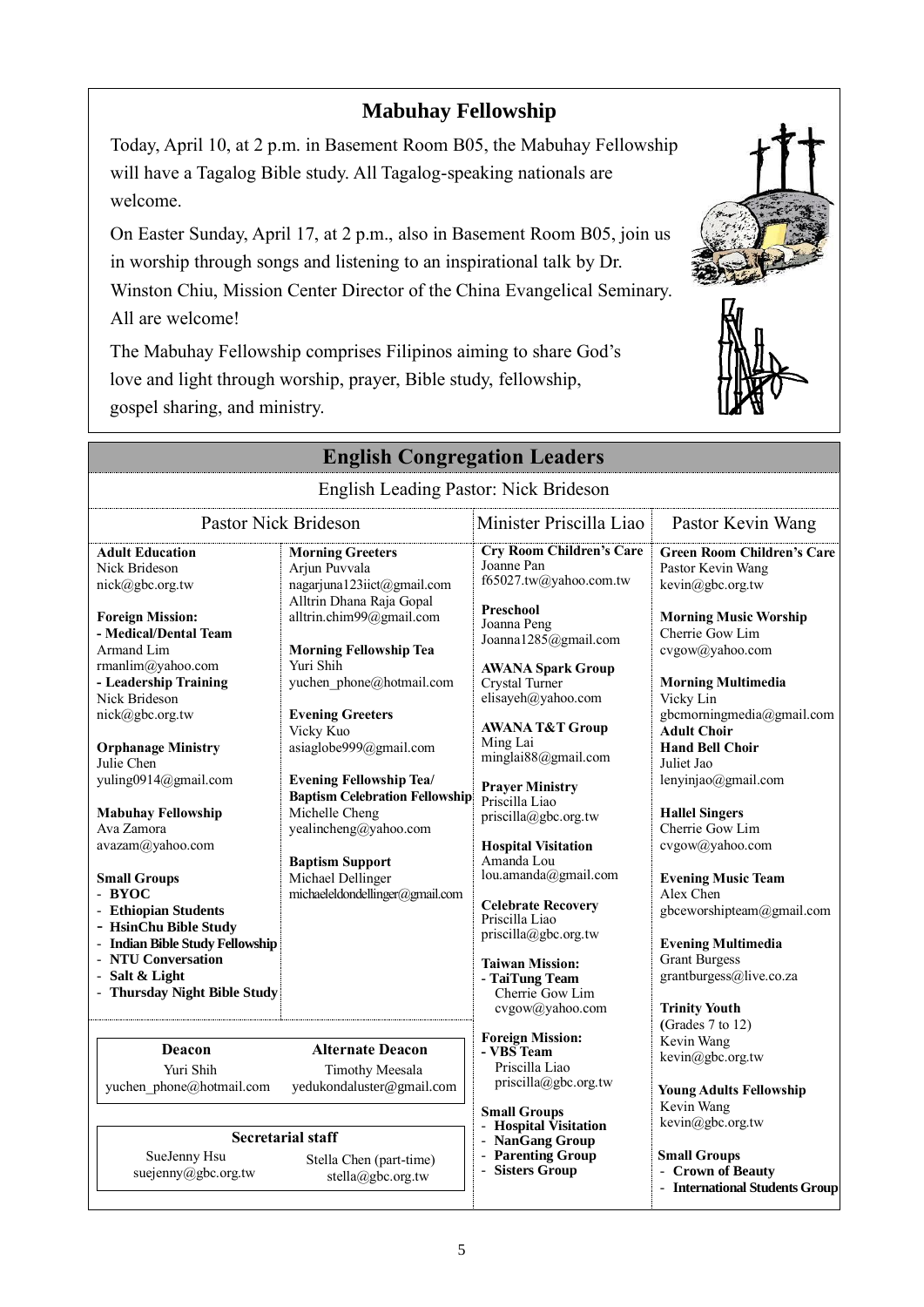## Mabuhay Fellowship

Today, April 10, at 2 p.m. in Basement Room B05, the Mabuhay Fellowship will have a Tagalog Bible study. All Tagalog-speaking nationals are welcome.

On Easter Sunday, April 17, at 2 p.m., also in Basement Room B05, join us in worship through songs and listening to an inspirational talk by Dr. Winston Chiu, Mission Center Director of the China Evangelical Seminary. All are welcome!

The Mabuhay Fellowship comprises Filipinos aiming to share God's love and light through worship, prayer, Bible study, fellowship, gospel sharing, and ministry.

## English Congregation Leaders

English Leading Pastor: Nick Brideson

### Pastor Nick Brideson

**Adult Education**
Nick Brideson
nick@gbc.org.tw

**Foreign Mission:**
**- Medical/Dental Team**
Armand Lim
rmanlim@yahoo.com
**- Leadership Training**
Nick Brideson
nick@gbc.org.tw

**Orphanage Ministry**
Julie Chen
yuling0914@gmail.com

**Mabuhay Fellowship**
Ava Zamora
avazam@yahoo.com

**Small Groups**
- **BYOC**
- **Ethiopian Students**
- **HsinChu Bible Study**
- **Indian Bible Study Fellowship**
- **NTU Conversation**
- **Salt & Light**
- **Thursday Night Bible Study**

**Morning Greeters**
Arjun Puvvala
nagarjuna123iict@gmail.com
Alltrin Dhana Raja Gopal
alltrin.chim99@gmail.com

**Morning Fellowship Tea**
Yuri Shih
yuchen_phone@hotmail.com

**Evening Greeters**
Vicky Kuo
asiaglobe999@gmail.com

**Evening Fellowship Tea/ Baptism Celebration Fellowship**
Michelle Cheng
yealincheng@yahoo.com

**Baptism Support**
Michael Dellinger
michaeleldondellinger@gmail.com

| Deacon | Alternate Deacon |
|---|---|
| Yuri Shih | Timothy Meesala |
| yuchen_phone@hotmail.com | yedukondaluster@gmail.com |

| Secretarial staff | |
|---|---|
| SueJenny Hsu | Stella Chen (part-time) |
| suejenny@gbc.org.tw | stella@gbc.org.tw |

### Minister Priscilla Liao

**Cry Room Children's Care**
Joanne Pan
f65027.tw@yahoo.com.tw

**Preschool**
Joanna Peng
Joanna1285@gmail.com

**AWANA Spark Group**
Crystal Turner
elisayeh@yahoo.com

**AWANA T&T Group**
Ming Lai
minglai88@gmail.com

**Prayer Ministry**
Priscilla Liao
priscilla@gbc.org.tw

**Hospital Visitation**
Amanda Lou
lou.amanda@gmail.com

**Celebrate Recovery**
Priscilla Liao
priscilla@gbc.org.tw

**Taiwan Mission:**
**- TaiTung Team**
Cherrie Gow Lim
cvgow@yahoo.com

**Foreign Mission:**
**- VBS Team**
Priscilla Liao
priscilla@gbc.org.tw

**Small Groups**
- **Hospital Visitation**
- **NanGang Group**
- **Parenting Group**
- **Sisters Group**

### Pastor Kevin Wang

**Green Room Children's Care**
Pastor Kevin Wang
kevin@gbc.org.tw

**Morning Music Worship**
Cherrie Gow Lim
cvgow@yahoo.com

**Morning Multimedia**
Vicky Lin
gbcmorningmedia@gmail.com

**Adult Choir**
**Hand Bell Choir**
Juliet Jao
lenyinjao@gmail.com

**Hallel Singers**
Cherrie Gow Lim
cvgow@yahoo.com

**Evening Music Team**
Alex Chen
gbceworshipteam@gmail.com

**Evening Multimedia**
Grant Burgess
grantburgess@live.co.za

**Trinity Youth**
(Grades 7 to 12)
Kevin Wang
kevin@gbc.org.tw

**Young Adults Fellowship**
Kevin Wang
kevin@gbc.org.tw

**Small Groups**
- **Crown of Beauty**
- **International Students Group**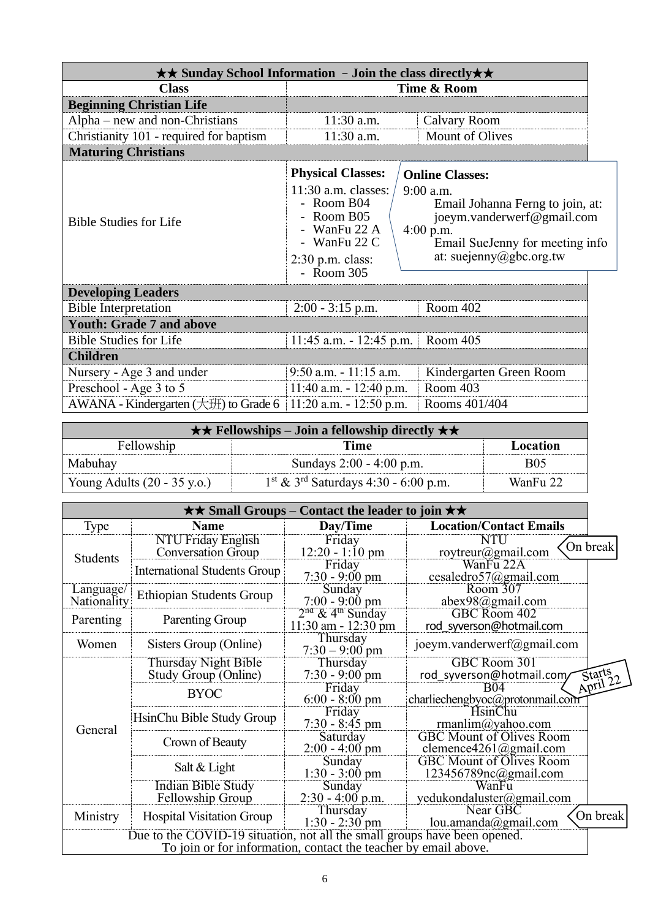| ★★ Sunday School Information – Join the class directly★★ | | |
|---|---|---|
| **Class** | **Time & Room** | |
| **Beginning Christian Life** | | |
| Alpha – new and non-Christians | 11:30 a.m. | Calvary Room |
| Christianity 101 - required for baptism | 11:30 a.m. | Mount of Olives |
| **Maturing Christians** | | |
| Bible Studies for Life | **Physical Classes:** 11:30 a.m. classes: - Room B04 - Room B05 - WanFu 22 A - WanFu 22 C 2:30 p.m. class: - Room 305 | **Online Classes:** 9:00 a.m. Email Johanna Ferng to join, at: joeym.vanderwerf@gmail.com 4:00 p.m. Email SueJenny for meeting info at: suejenny@gbc.org.tw |
| **Developing Leaders** | | |
| Bible Interpretation | 2:00 - 3:15 p.m. | Room 402 |
| **Youth: Grade 7 and above** | | |
| Bible Studies for Life | 11:45 a.m. - 12:45 p.m. | Room 405 |
| **Children** | | |
| Nursery - Age 3 and under | 9:50 a.m. - 11:15 a.m. | Kindergarten Green Room |
| Preschool - Age 3 to 5 | 11:40 a.m. - 12:40 p.m. | Room 403 |
| AWANA - Kindergarten (大班) to Grade 6 | 11:20 a.m. - 12:50 p.m. | Rooms 401/404 |

| ★★ Fellowships – Join a fellowship directly ★★ | | |
|---|---|---|
| Fellowship | **Time** | **Location** |
| Mabuhay | Sundays 2:00 - 4:00 p.m. | B05 |
| Young Adults (20 - 35 y.o.) | 1st & 3rd Saturdays 4:30 - 6:00 p.m. | WanFu 22 |

| ★★ Small Groups – Contact the leader to join ★★ | | | | |
|---|---|---|---|---|
| Type | **Name** | **Day/Time** | **Location/Contact Emails** | |
| Students | NTU Friday English Conversation Group | Friday 12:20 - 1:10 pm | NTU roytreur@gmail.com | On break |
| | International Students Group | Friday 7:30 - 9:00 pm | WanFu 22A cesaledro57@gmail.com | |
| Language/ Nationality | Ethiopian Students Group | Sunday 7:00 - 9:00 pm | Room 307 abex98@gmail.com | |
| Parenting | Parenting Group | 2nd & 4th Sunday 11:30 am - 12:30 pm | GBC Room 402 rod_syverson@hotmail.com | |
| Women | Sisters Group (Online) | Thursday 7:30 – 9:00 pm | joeym.vanderwerf@gmail.com | |
| General | Thursday Night Bible Study Group (Online) | Thursday 7:30 - 9:00 pm | GBC Room 301 rod_syverson@hotmail.com | Starts April 22 |
| | BYOC | Friday 6:00 - 8:00 pm | B04 charliechengbyoc@protonmail.com | |
| | HsinChu Bible Study Group | Friday 7:30 - 8:45 pm | HsinChu rmanlim@yahoo.com | |
| | Crown of Beauty | Saturday 2:00 - 4:00 pm | GBC Mount of Olives Room clemence4261@gmail.com | |
| | Salt & Light | Sunday 1:30 - 3:00 pm | GBC Mount of Olives Room 123456789nc@gmail.com | |
| | Indian Bible Study Fellowship Group | Sunday 2:30 - 4:00 p.m. | WanFu yedukondaluster@gmail.com | |
| Ministry | Hospital Visitation Group | Thursday 1:30 - 2:30 pm | Near GBC lou.amanda@gmail.com | On break |

Due to the COVID-19 situation, not all the small groups have been opened.
To join or for information, contact the teacher by email above.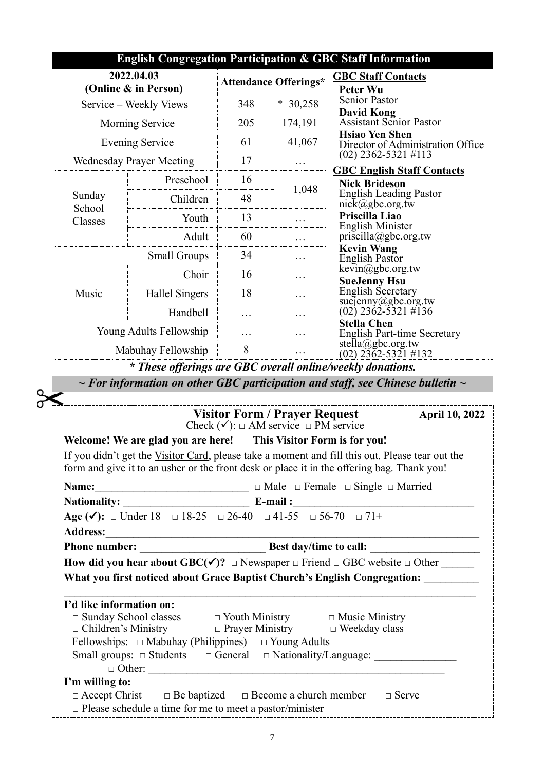## English Congregation Participation & GBC Staff Information

| 2022.04.03 (Online & in Person) | | Attendance | Offerings* |
|---|---|---|---|
| Service – Weekly Views | | 348 | * 30,258 |
| Morning Service | | 205 | 174,191 |
| Evening Service | | 61 | 41,067 |
| Wednesday Prayer Meeting | | 17 | … |
| Sunday School Classes | Preschool | 16 | 1,048 |
| | Children | 48 | |
| | Youth | 13 | … |
| | Adult | 60 | … |
| Small Groups | | 34 | … |
| Music | Choir | 16 | … |
| | Hallel Singers | 18 | … |
| | Handbell | … | … |
| Young Adults Fellowship | | … | … |
| Mabuhay Fellowship | | 8 | … |

**GBC Staff Contacts**

**Peter Wu**
Senior Pastor

**David Kong**
Assistant Senior Pastor

**Hsiao Yen Shen**
Director of Administration Office
(02) 2362-5321 #113

**GBC English Staff Contacts**

**Nick Brideson**
English Leading Pastor
nick@gbc.org.tw

**Priscilla Liao**
English Minister
priscilla@gbc.org.tw

**Kevin Wang**
English Pastor
kevin@gbc.org.tw

**SueJenny Hsu**
English Secretary
suejenny@gbc.org.tw
(02) 2362-5321 #136

**Stella Chen**
English Part-time Secretary
stella@gbc.org.tw
(02) 2362-5321 #132

***\* These offerings are GBC overall online/weekly donations.***

***~ For information on other GBC participation and staff, see Chinese bulletin ~***

---

### Visitor Form / Prayer Request

**April 10, 2022**

Check (✓): □ AM service □ PM service

**Welcome! We are glad you are here! This Visitor Form is for you!**

If you didn't get the Visitor Card, please take a moment and fill this out. Please tear out the form and give it to an usher or the front desk or place it in the offering bag. Thank you!

**Name:**____________________________ □ Male □ Female □ Single □ Married

**Nationality:** _______________________ **E-mail :**________________________________

**Age (✓):** □ Under 18 □ 18-25 □ 26-40 □ 41-55 □ 56-70 □ 71+

**Address:**______________________________________________________________________

**Phone number:** _______________________ **Best day/time to call:** ___________________

**How did you hear about GBC(✓)?** □ Newspaper □ Friend □ GBC website □ Other ______

**What you first noticed about Grace Baptist Church's English Congregation:** __________

__________________________________________________________________________

**I'd like information on:**

□ Sunday School classes □ Youth Ministry □ Music Ministry
□ Children's Ministry □ Prayer Ministry □ Weekday class

Fellowships: □ Mabuhay (Philippines) □ Young Adults

Small groups: □ Students □ General □ Nationality/Language: _______________

□ Other: ________________________________________________________

**I'm willing to:**

□ Accept Christ □ Be baptized □ Become a church member □ Serve

□ Please schedule a time for me to meet a pastor/minister